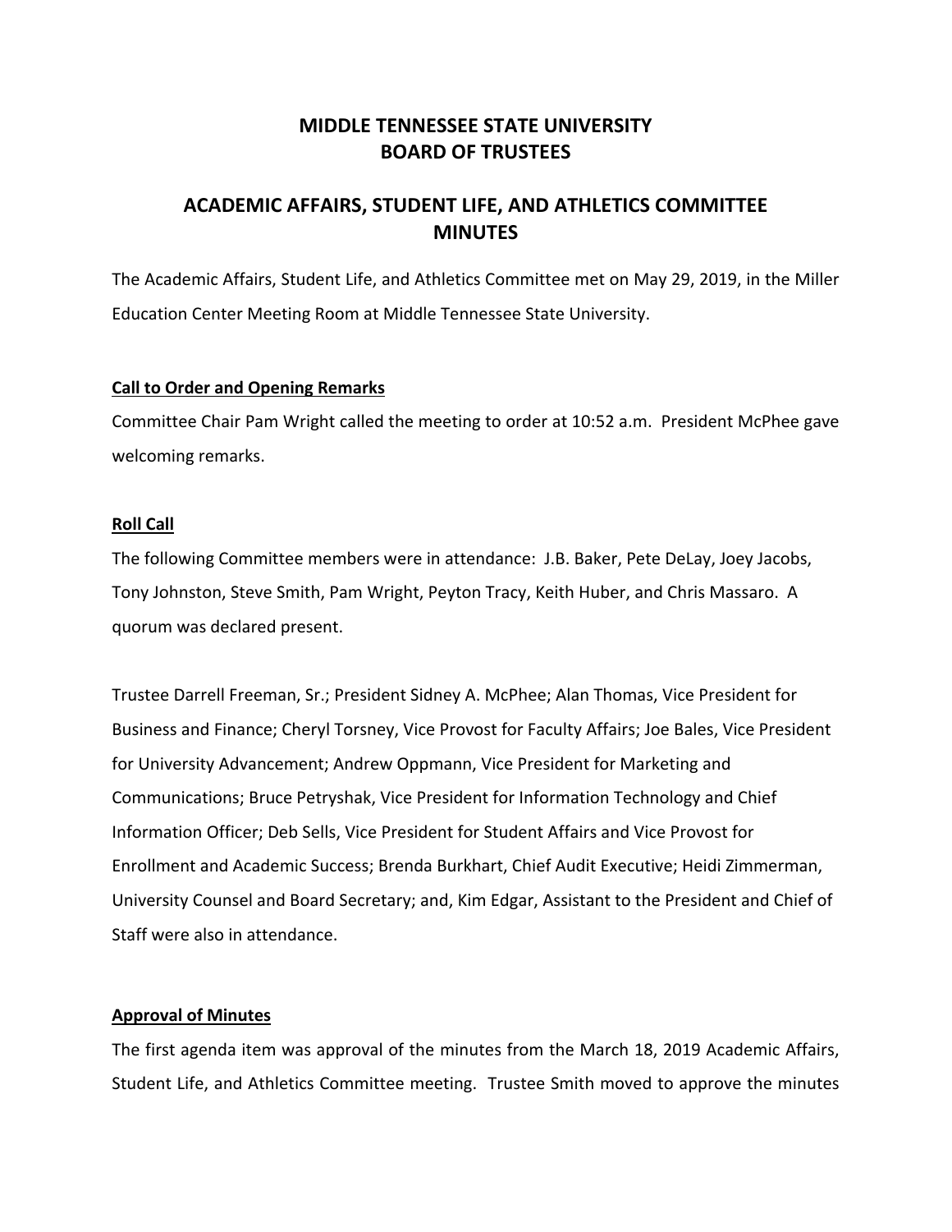# MIDDLE TENNESSEE STATE UNIVERSITY
# BOARD OF TRUSTEES

## ACADEMIC AFFAIRS, STUDENT LIFE, AND ATHLETICS COMMITTEE MINUTES

The Academic Affairs, Student Life, and Athletics Committee met on May 29, 2019, in the Miller Education Center Meeting Room at Middle Tennessee State University.

### Call to Order and Opening Remarks

Committee Chair Pam Wright called the meeting to order at 10:52 a.m. President McPhee gave welcoming remarks.

### Roll Call

The following Committee members were in attendance: J.B. Baker, Pete DeLay, Joey Jacobs, Tony Johnston, Steve Smith, Pam Wright, Peyton Tracy, Keith Huber, and Chris Massaro. A quorum was declared present.

Trustee Darrell Freeman, Sr.; President Sidney A. McPhee; Alan Thomas, Vice President for Business and Finance; Cheryl Torsney, Vice Provost for Faculty Affairs; Joe Bales, Vice President for University Advancement; Andrew Oppmann, Vice President for Marketing and Communications; Bruce Petryshak, Vice President for Information Technology and Chief Information Officer; Deb Sells, Vice President for Student Affairs and Vice Provost for Enrollment and Academic Success; Brenda Burkhart, Chief Audit Executive; Heidi Zimmerman, University Counsel and Board Secretary; and, Kim Edgar, Assistant to the President and Chief of Staff were also in attendance.

### Approval of Minutes

The first agenda item was approval of the minutes from the March 18, 2019 Academic Affairs, Student Life, and Athletics Committee meeting. Trustee Smith moved to approve the minutes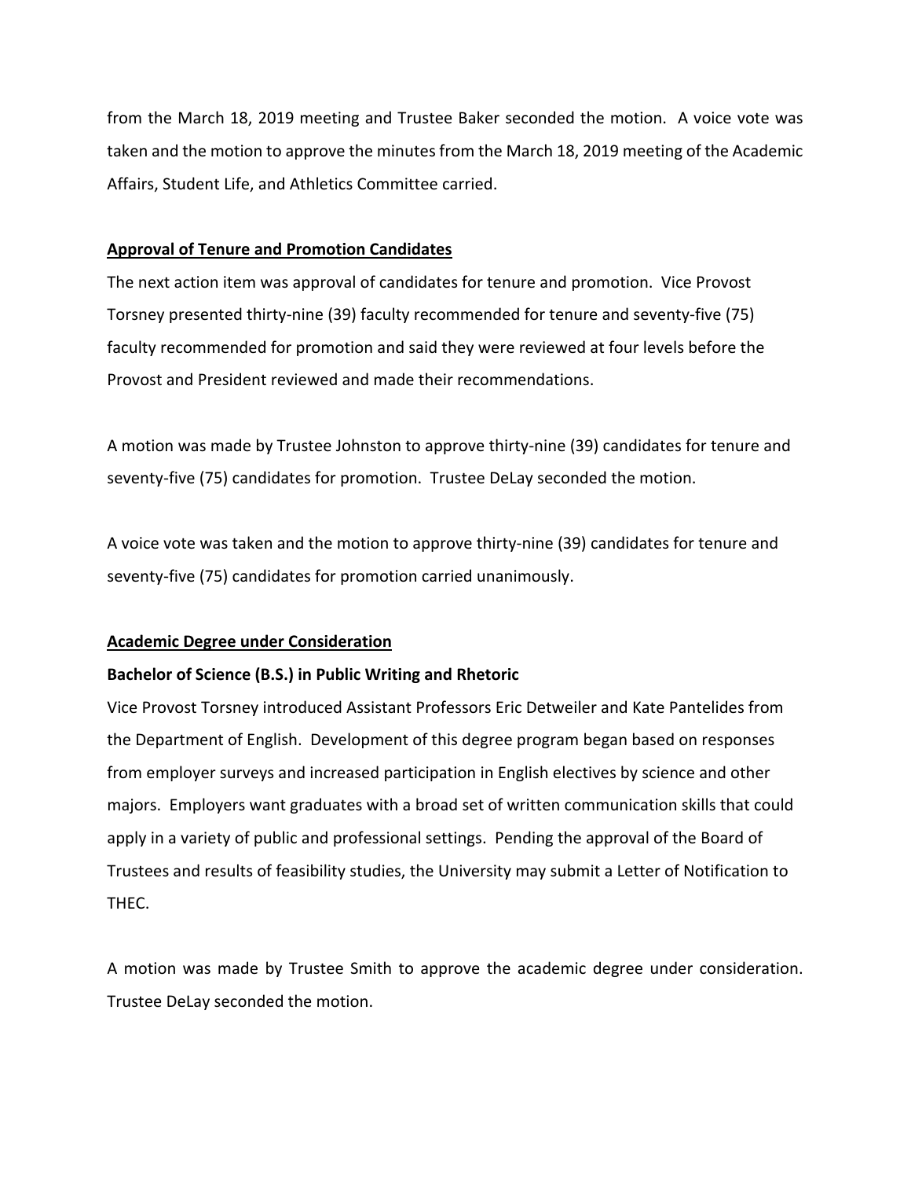from the March 18, 2019 meeting and Trustee Baker seconded the motion. A voice vote was taken and the motion to approve the minutes from the March 18, 2019 meeting of the Academic Affairs, Student Life, and Athletics Committee carried.

**Approval of Tenure and Promotion Candidates**

The next action item was approval of candidates for tenure and promotion. Vice Provost Torsney presented thirty-nine (39) faculty recommended for tenure and seventy-five (75) faculty recommended for promotion and said they were reviewed at four levels before the Provost and President reviewed and made their recommendations.

A motion was made by Trustee Johnston to approve thirty-nine (39) candidates for tenure and seventy-five (75) candidates for promotion. Trustee DeLay seconded the motion.

A voice vote was taken and the motion to approve thirty-nine (39) candidates for tenure and seventy-five (75) candidates for promotion carried unanimously.

**Academic Degree under Consideration**

**Bachelor of Science (B.S.) in Public Writing and Rhetoric**

Vice Provost Torsney introduced Assistant Professors Eric Detweiler and Kate Pantelides from the Department of English. Development of this degree program began based on responses from employer surveys and increased participation in English electives by science and other majors. Employers want graduates with a broad set of written communication skills that could apply in a variety of public and professional settings. Pending the approval of the Board of Trustees and results of feasibility studies, the University may submit a Letter of Notification to THEC.

A motion was made by Trustee Smith to approve the academic degree under consideration. Trustee DeLay seconded the motion.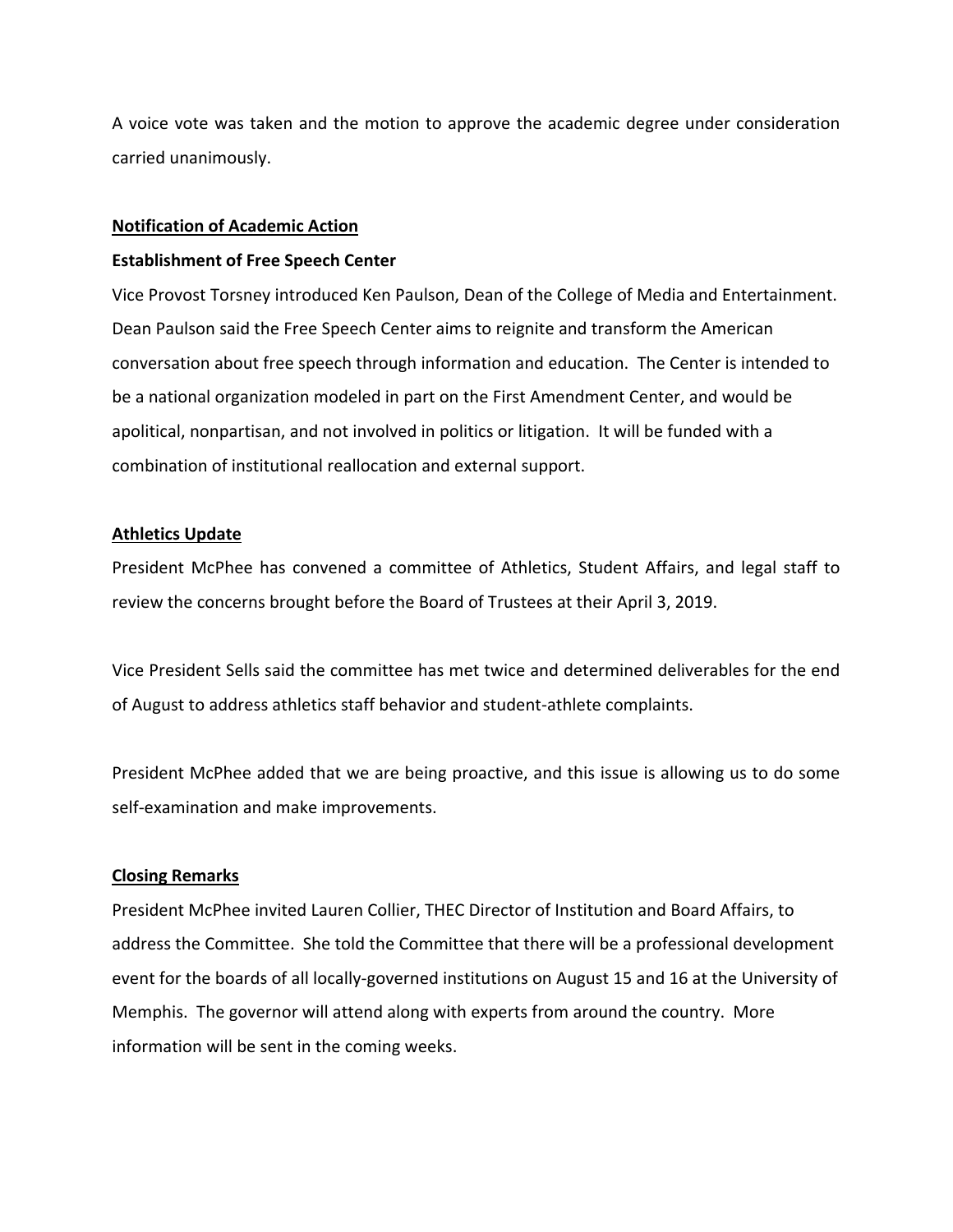A voice vote was taken and the motion to approve the academic degree under consideration carried unanimously.

**Notification of Academic Action**

**Establishment of Free Speech Center**

Vice Provost Torsney introduced Ken Paulson, Dean of the College of Media and Entertainment. Dean Paulson said the Free Speech Center aims to reignite and transform the American conversation about free speech through information and education. The Center is intended to be a national organization modeled in part on the First Amendment Center, and would be apolitical, nonpartisan, and not involved in politics or litigation. It will be funded with a combination of institutional reallocation and external support.

**Athletics Update**

President McPhee has convened a committee of Athletics, Student Affairs, and legal staff to review the concerns brought before the Board of Trustees at their April 3, 2019.

Vice President Sells said the committee has met twice and determined deliverables for the end of August to address athletics staff behavior and student-athlete complaints.

President McPhee added that we are being proactive, and this issue is allowing us to do some self-examination and make improvements.

**Closing Remarks**

President McPhee invited Lauren Collier, THEC Director of Institution and Board Affairs, to address the Committee. She told the Committee that there will be a professional development event for the boards of all locally-governed institutions on August 15 and 16 at the University of Memphis. The governor will attend along with experts from around the country. More information will be sent in the coming weeks.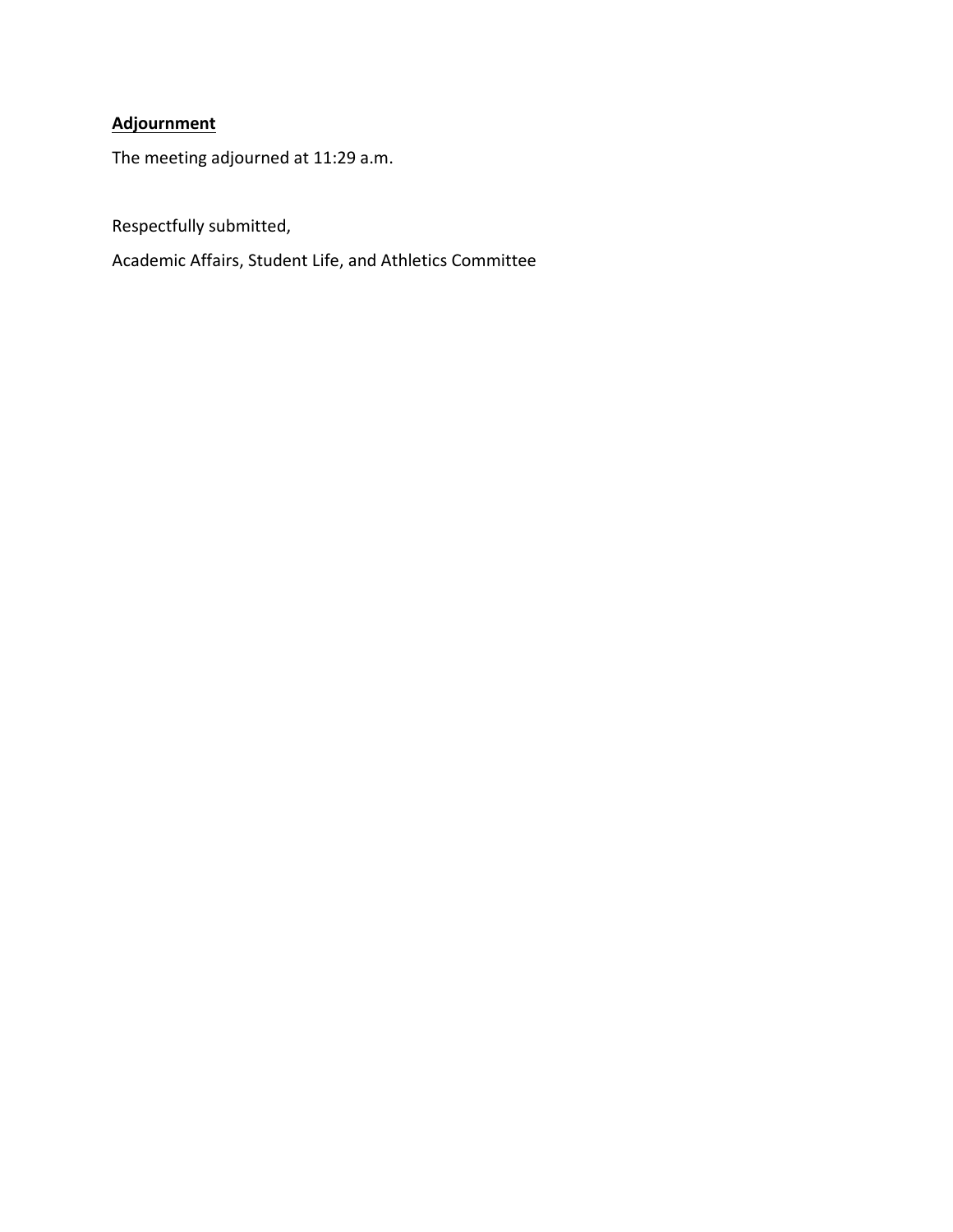**Adjournment**

The meeting adjourned at 11:29 a.m.

Respectfully submitted,

Academic Affairs, Student Life, and Athletics Committee